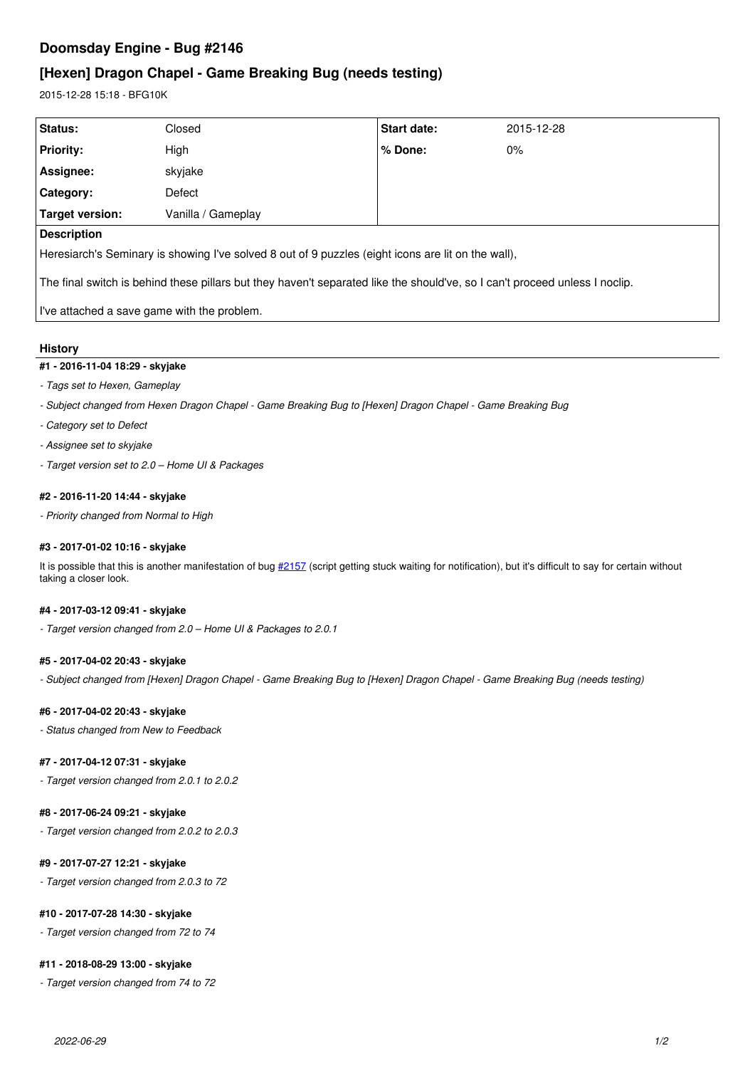# Doomsday Engine - Bug #2146

## [Hexen] Dragon Chapel - Game Breaking Bug (needs testing)

2015-12-28 15:18 - BFG10K

| | | | |
|---|---|---|---|
| **Status:** | Closed | **Start date:** | 2015-12-28 |
| **Priority:** | High | **% Done:** | 0% |
| **Assignee:** | skyjake | | |
| **Category:** | Defect | | |
| **Target version:** | Vanilla / Gameplay | | |

**Description**

Heresiarch's Seminary is showing I've solved 8 out of 9 puzzles (eight icons are lit on the wall),

The final switch is behind these pillars but they haven't separated like the should've, so I can't proceed unless I noclip.

I've attached a save game with the problem.

### History

#### #1 - 2016-11-04 18:29 - skyjake

- *Tags set to Hexen, Gameplay*
- *Subject changed from Hexen Dragon Chapel - Game Breaking Bug to [Hexen] Dragon Chapel - Game Breaking Bug*
- *Category set to Defect*
- *Assignee set to skyjake*
- *Target version set to 2.0 – Home UI & Packages*

#### #2 - 2016-11-20 14:44 - skyjake

- *Priority changed from Normal to High*

#### #3 - 2017-01-02 10:16 - skyjake

It is possible that this is another manifestation of bug #2157 (script getting stuck waiting for notification), but it's difficult to say for certain without taking a closer look.

#### #4 - 2017-03-12 09:41 - skyjake

- *Target version changed from 2.0 – Home UI & Packages to 2.0.1*

#### #5 - 2017-04-02 20:43 - skyjake

- *Subject changed from [Hexen] Dragon Chapel - Game Breaking Bug to [Hexen] Dragon Chapel - Game Breaking Bug (needs testing)*

#### #6 - 2017-04-02 20:43 - skyjake

- *Status changed from New to Feedback*

#### #7 - 2017-04-12 07:31 - skyjake

- *Target version changed from 2.0.1 to 2.0.2*

#### #8 - 2017-06-24 09:21 - skyjake

- *Target version changed from 2.0.2 to 2.0.3*

#### #9 - 2017-07-27 12:21 - skyjake

- *Target version changed from 2.0.3 to 72*

#### #10 - 2017-07-28 14:30 - skyjake

- *Target version changed from 72 to 74*

#### #11 - 2018-08-29 13:00 - skyjake

- *Target version changed from 74 to 72*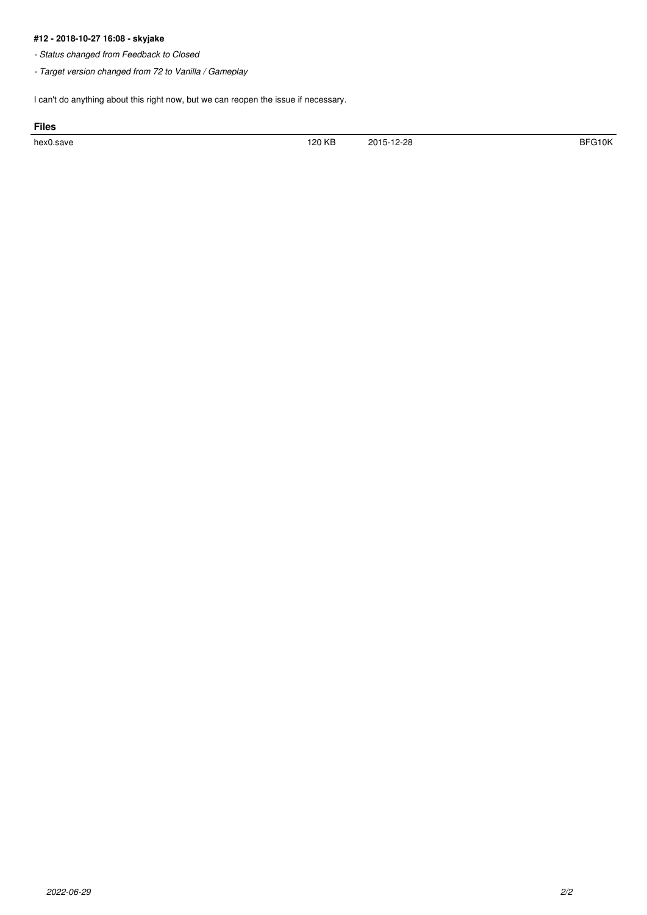#### #12 - 2018-10-27 16:08 - skyjake

- *Status changed from Feedback to Closed*
- *Target version changed from 72 to Vanilla / Gameplay*

I can't do anything about this right now, but we can reopen the issue if necessary.

**Files**

| | | | |
|---|---|---|---|
| hex0.save | 120 KB | 2015-12-28 | BFG10K |